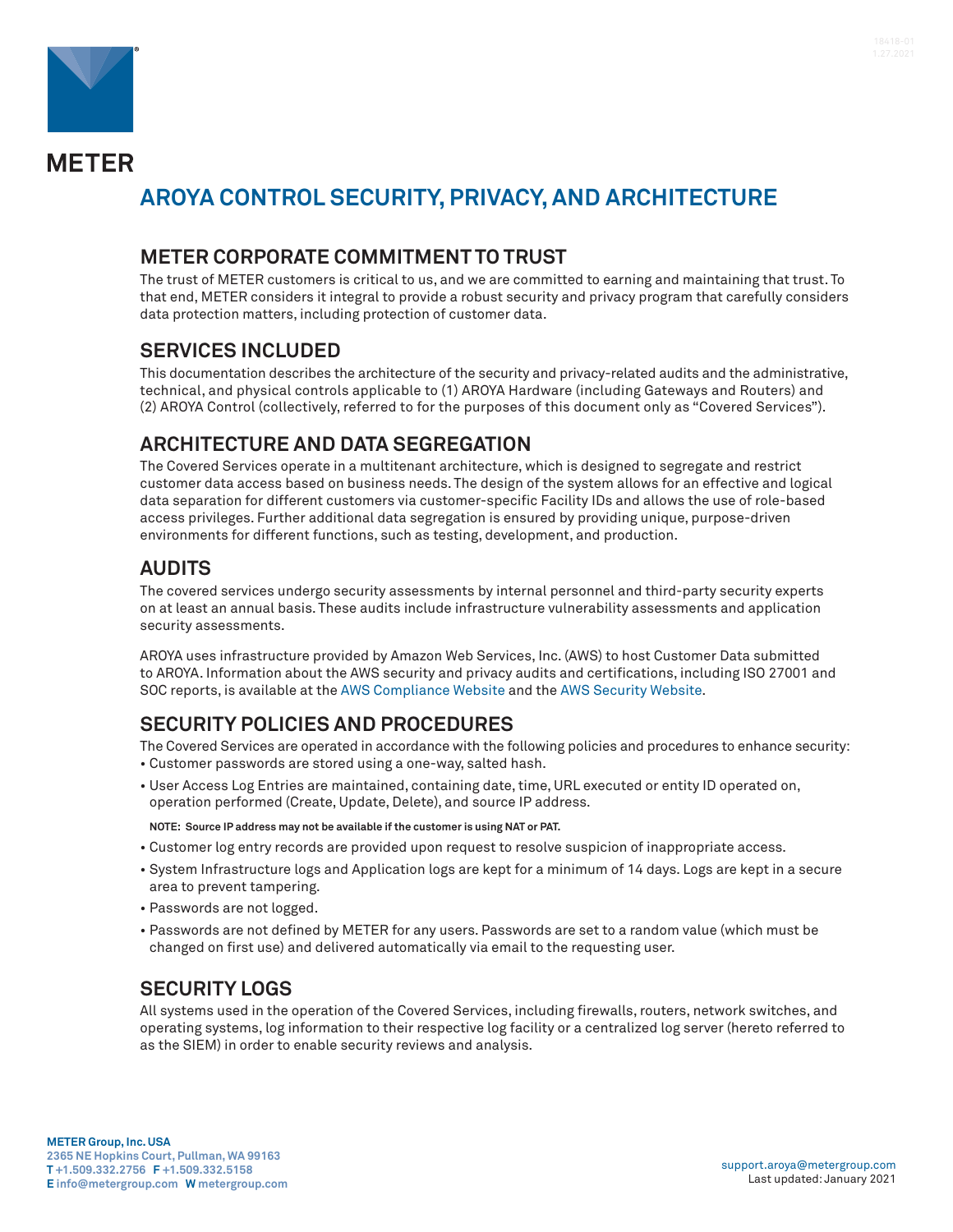# AROYA CONTROL SECURITY, PRIVACY, AND ARCHITECTURE

## METER CORPORATE COMMITMENT TO TRUST

The trust of METER customers is critical to us, and we are committed to earning and maintaining that trust. To that end, METER considers it integral to provide a robust security and privacy program that carefully considers data protection matters, including protection of customer data.

## SERVICES INCLUDED

This documentation describes the architecture of the security and privacy-related audits and the administrative, technical, and physical controls applicable to (1) AROYA Hardware (including Gateways and Routers) and (2) AROYA Control (collectively, referred to for the purposes of this document only as "Covered Services").

## ARCHITECTURE AND DATA SEGREGATION

The Covered Services operate in a multitenant architecture, which is designed to segregate and restrict customer data access based on business needs. The design of the system allows for an effective and logical data separation for different customers via customer-specific Facility IDs and allows the use of role-based access privileges. Further additional data segregation is ensured by providing unique, purpose-driven environments for different functions, such as testing, development, and production.

## AUDITS

The covered services undergo security assessments by internal personnel and third-party security experts on at least an annual basis. These audits include infrastructure vulnerability assessments and application security assessments.

AROYA uses infrastructure provided by Amazon Web Services, Inc. (AWS) to host Customer Data submitted to AROYA. Information about the AWS security and privacy audits and certifications, including ISO 27001 and SOC reports, is available at the AWS Compliance Website and the AWS Security Website.

## SECURITY POLICIES AND PROCEDURES

The Covered Services are operated in accordance with the following policies and procedures to enhance security:

- Customer passwords are stored using a one-way, salted hash.
- User Access Log Entries are maintained, containing date, time, URL executed or entity ID operated on, operation performed (Create, Update, Delete), and source IP address.

  **NOTE: Source IP address may not be available if the customer is using NAT or PAT.**

- Customer log entry records are provided upon request to resolve suspicion of inappropriate access.
- System Infrastructure logs and Application logs are kept for a minimum of 14 days. Logs are kept in a secure area to prevent tampering.
- Passwords are not logged.
- Passwords are not defined by METER for any users. Passwords are set to a random value (which must be changed on first use) and delivered automatically via email to the requesting user.

## SECURITY LOGS

All systems used in the operation of the Covered Services, including firewalls, routers, network switches, and operating systems, log information to their respective log facility or a centralized log server (hereto referred to as the SIEM) in order to enable security reviews and analysis.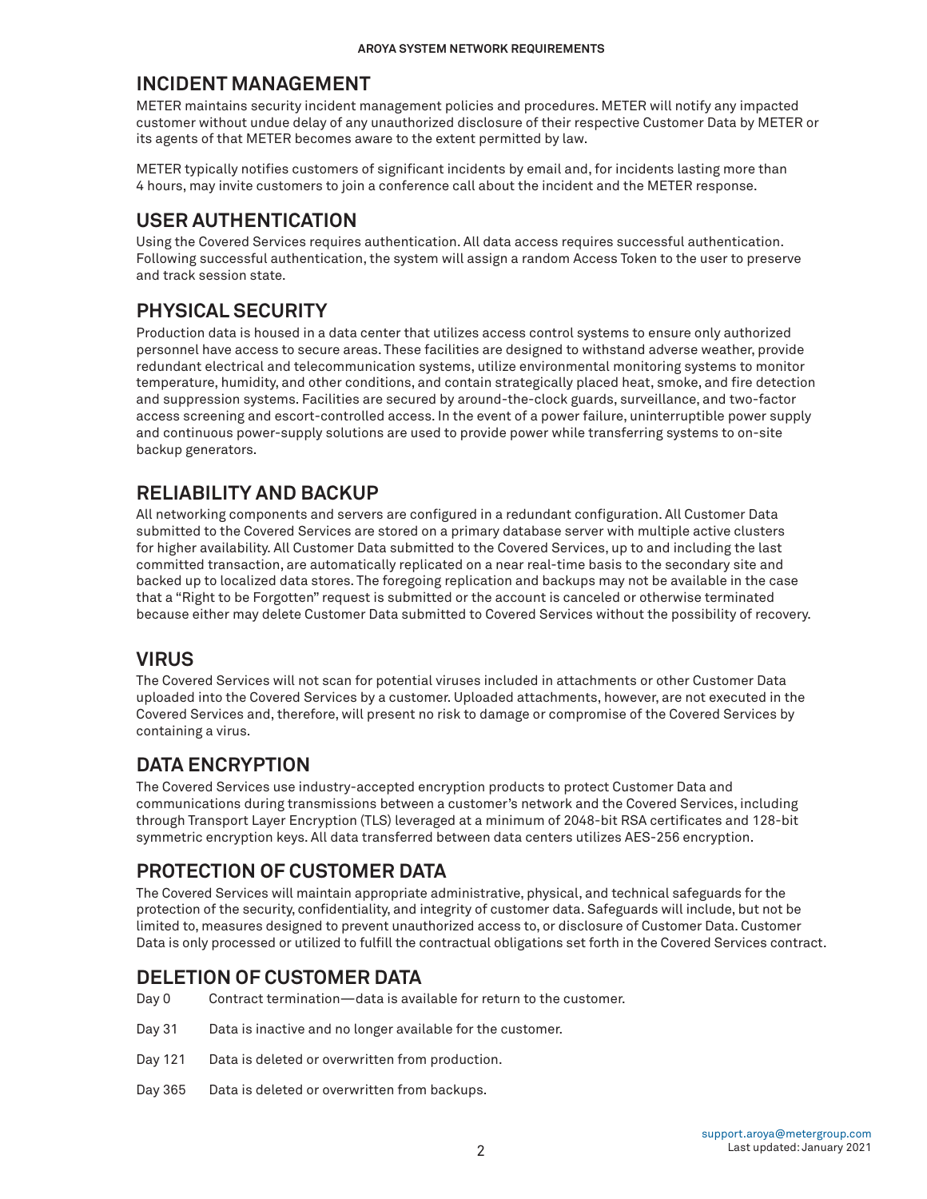## INCIDENT MANAGEMENT

METER maintains security incident management policies and procedures. METER will notify any impacted customer without undue delay of any unauthorized disclosure of their respective Customer Data by METER or its agents of that METER becomes aware to the extent permitted by law.

METER typically notifies customers of significant incidents by email and, for incidents lasting more than 4 hours, may invite customers to join a conference call about the incident and the METER response.

## USER AUTHENTICATION

Using the Covered Services requires authentication. All data access requires successful authentication. Following successful authentication, the system will assign a random Access Token to the user to preserve and track session state.

## PHYSICAL SECURITY

Production data is housed in a data center that utilizes access control systems to ensure only authorized personnel have access to secure areas. These facilities are designed to withstand adverse weather, provide redundant electrical and telecommunication systems, utilize environmental monitoring systems to monitor temperature, humidity, and other conditions, and contain strategically placed heat, smoke, and fire detection and suppression systems. Facilities are secured by around-the-clock guards, surveillance, and two-factor access screening and escort-controlled access. In the event of a power failure, uninterruptible power supply and continuous power-supply solutions are used to provide power while transferring systems to on-site backup generators.

## RELIABILITY AND BACKUP

All networking components and servers are configured in a redundant configuration. All Customer Data submitted to the Covered Services are stored on a primary database server with multiple active clusters for higher availability. All Customer Data submitted to the Covered Services, up to and including the last committed transaction, are automatically replicated on a near real-time basis to the secondary site and backed up to localized data stores. The foregoing replication and backups may not be available in the case that a "Right to be Forgotten" request is submitted or the account is canceled or otherwise terminated because either may delete Customer Data submitted to Covered Services without the possibility of recovery.

## VIRUS

The Covered Services will not scan for potential viruses included in attachments or other Customer Data uploaded into the Covered Services by a customer. Uploaded attachments, however, are not executed in the Covered Services and, therefore, will present no risk to damage or compromise of the Covered Services by containing a virus.

## DATA ENCRYPTION

The Covered Services use industry-accepted encryption products to protect Customer Data and communications during transmissions between a customer's network and the Covered Services, including through Transport Layer Encryption (TLS) leveraged at a minimum of 2048-bit RSA certificates and 128-bit symmetric encryption keys. All data transferred between data centers utilizes AES-256 encryption.

## PROTECTION OF CUSTOMER DATA

The Covered Services will maintain appropriate administrative, physical, and technical safeguards for the protection of the security, confidentiality, and integrity of customer data. Safeguards will include, but not be limited to, measures designed to prevent unauthorized access to, or disclosure of Customer Data. Customer Data is only processed or utilized to fulfill the contractual obligations set forth in the Covered Services contract.

## DELETION OF CUSTOMER DATA

| | |
|---|---|
| Day 0 | Contract termination—data is available for return to the customer. |
| Day 31 | Data is inactive and no longer available for the customer. |
| Day 121 | Data is deleted or overwritten from production. |
| Day 365 | Data is deleted or overwritten from backups. |

support.aroya@metergroup.com
Last updated: January 2021